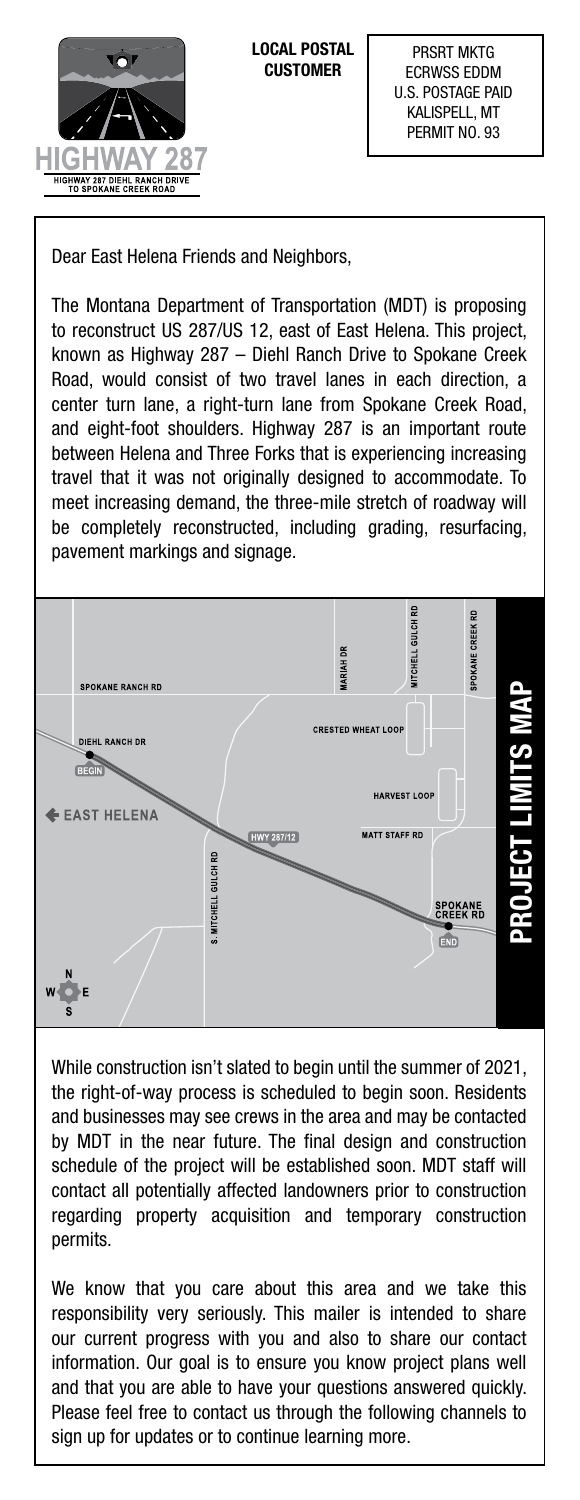HIGHWAY 287

HIGHWAY 287 DIEHL RANCH DRIVE TO SPOKANE CREEK ROAD

**LOCAL POSTAL CUSTOMER**

PRSRT MKTG
ECRWSS EDDM
U.S. POSTAGE PAID
KALISPELL, MT
PERMIT NO. 93

Dear East Helena Friends and Neighbors,

The Montana Department of Transportation (MDT) is proposing to reconstruct US 287/US 12, east of East Helena. This project, known as Highway 287 – Diehl Ranch Drive to Spokane Creek Road, would consist of two travel lanes in each direction, a center turn lane, a right-turn lane from Spokane Creek Road, and eight-foot shoulders. Highway 287 is an important route between Helena and Three Forks that is experiencing increasing travel that it was not originally designed to accommodate. To meet increasing demand, the three-mile stretch of roadway will be completely reconstructed, including grading, resurfacing, pavement markings and signage.

## PROJECT LIMITS MAP

SPOKANE RANCH RD · DIEHL RANCH DR · BEGIN · EAST HELENA · S. MITCHELL GULCH RD · HWY 287/12 · MARIAH DR · MITCHELL GULCH RD · SPOKANE CREEK RD · CRESTED WHEAT LOOP · HARVEST LOOP · MATT STAFF RD · SPOKANE CREEK RD · END

While construction isn't slated to begin until the summer of 2021, the right-of-way process is scheduled to begin soon. Residents and businesses may see crews in the area and may be contacted by MDT in the near future. The final design and construction schedule of the project will be established soon. MDT staff will contact all potentially affected landowners prior to construction regarding property acquisition and temporary construction permits.

We know that you care about this area and we take this responsibility very seriously. This mailer is intended to share our current progress with you and also to share our contact information. Our goal is to ensure you know project plans well and that you are able to have your questions answered quickly. Please feel free to contact us through the following channels to sign up for updates or to continue learning more.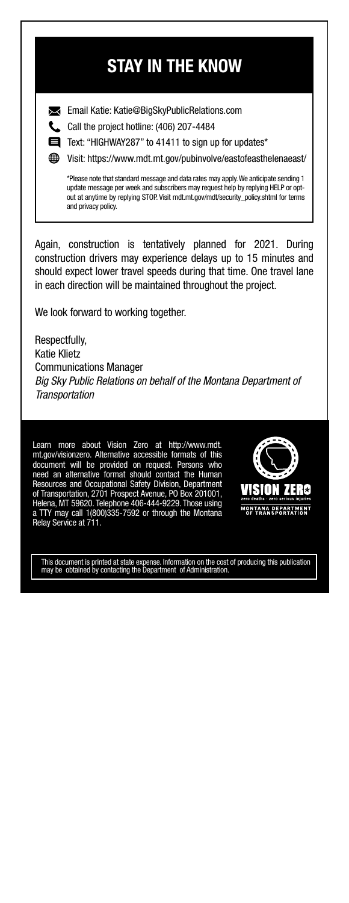## STAY IN THE KNOW

- Email Katie: Katie@BigSkyPublicRelations.com
- Call the project hotline: (406) 207-4484
- Text: "HIGHWAY287" to 41411 to sign up for updates*
- Visit: https://www.mdt.mt.gov/pubinvolve/eastofeasthelenaeast/

*Please note that standard message and data rates may apply. We anticipate sending 1 update message per week and subscribers may request help by replying HELP or opt-out at anytime by replying STOP. Visit mdt.mt.gov/mdt/security_policy.shtml for terms and privacy policy.

Again, construction is tentatively planned for 2021. During construction drivers may experience delays up to 15 minutes and should expect lower travel speeds during that time. One travel lane in each direction will be maintained throughout the project.

We look forward to working together.

Respectfully,
Katie Klietz
Communications Manager
*Big Sky Public Relations on behalf of the Montana Department of Transportation*

Learn more about Vision Zero at http://www.mdt.mt.gov/visionzero. Alternative accessible formats of this document will be provided on request. Persons who need an alternative format should contact the Human Resources and Occupational Safety Division, Department of Transportation, 2701 Prospect Avenue, PO Box 201001, Helena, MT 59620. Telephone 406-444-9229. Those using a TTY may call 1(800)335-7592 or through the Montana Relay Service at 711.

VISION ZERO
zero deaths · zero serious injuries
MONTANA DEPARTMENT OF TRANSPORTATION

This document is printed at state expense. Information on the cost of producing this publication may be obtained by contacting the Department of Administration.